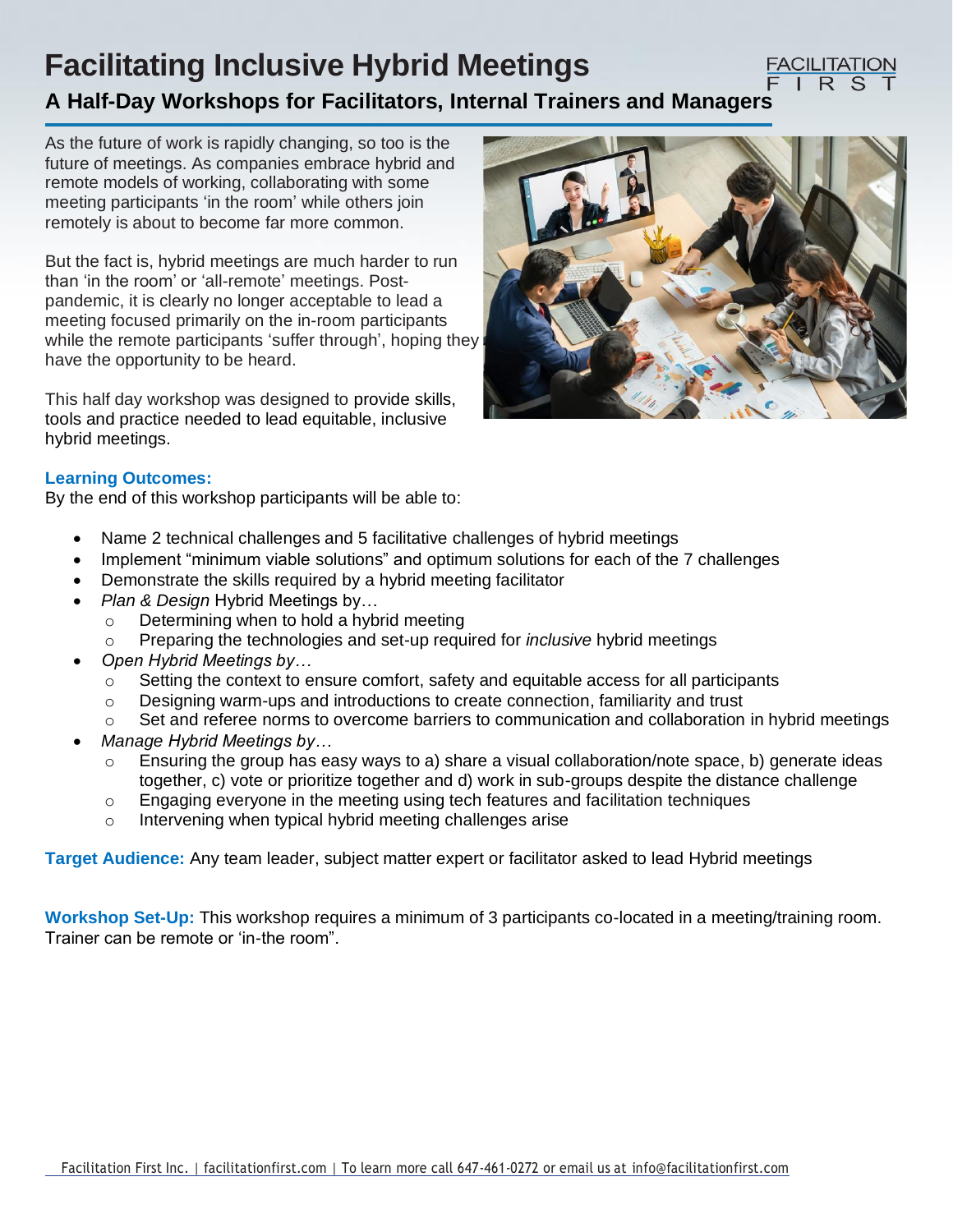# Facilitating Inclusive Hybrid Meetings

## A Half-Day Workshops for Facilitators, Internal Trainers and Managers

As the future of work is rapidly changing, so too is the future of meetings. As companies embrace hybrid and remote models of working, collaborating with some meeting participants 'in the room' while others join remotely is about to become far more common.

But the fact is, hybrid meetings are much harder to run than 'in the room' or 'all-remote' meetings. Post-pandemic, it is clearly no longer acceptable to lead a meeting focused primarily on the in-room participants while the remote participants 'suffer through', hoping they have the opportunity to be heard.

This half day workshop was designed to provide skills, tools and practice needed to lead equitable, inclusive hybrid meetings.

**Learning Outcomes:**

By the end of this workshop participants will be able to:

- Name 2 technical challenges and 5 facilitative challenges of hybrid meetings
- Implement "minimum viable solutions" and optimum solutions for each of the 7 challenges
- Demonstrate the skills required by a hybrid meeting facilitator
- *Plan & Design* Hybrid Meetings by…
  - Determining when to hold a hybrid meeting
  - Preparing the technologies and set-up required for *inclusive* hybrid meetings
- *Open Hybrid Meetings by…*
  - Setting the context to ensure comfort, safety and equitable access for all participants
  - Designing warm-ups and introductions to create connection, familiarity and trust
  - Set and referee norms to overcome barriers to communication and collaboration in hybrid meetings
- *Manage Hybrid Meetings by…*
  - Ensuring the group has easy ways to a) share a visual collaboration/note space, b) generate ideas together, c) vote or prioritize together and d) work in sub-groups despite the distance challenge
  - Engaging everyone in the meeting using tech features and facilitation techniques
  - Intervening when typical hybrid meeting challenges arise

**Target Audience:** Any team leader, subject matter expert or facilitator asked to lead Hybrid meetings

**Workshop Set-Up:** This workshop requires a minimum of 3 participants co-located in a meeting/training room. Trainer can be remote or 'in-the room".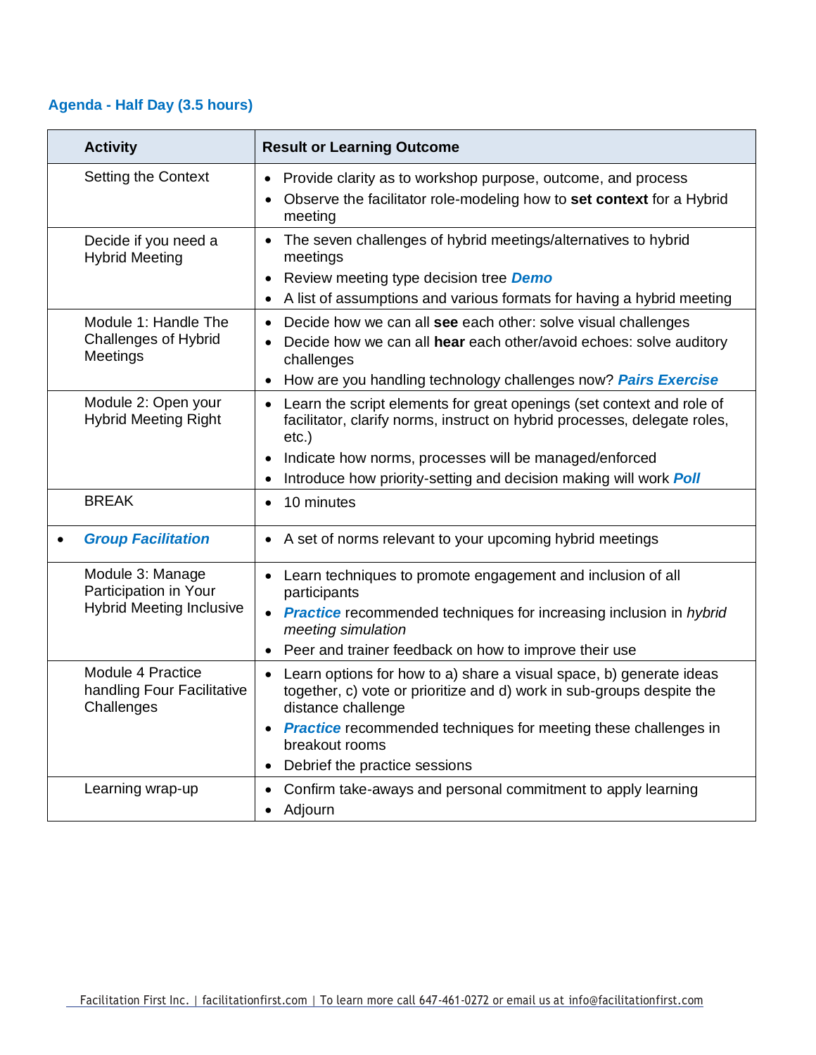### Agenda - Half Day (3.5 hours)

| Activity | Result or Learning Outcome |
|---|---|
| Setting the Context | • Provide clarity as to workshop purpose, outcome, and process<br>• Observe the facilitator role-modeling how to **set context** for a Hybrid meeting |
| Decide if you need a Hybrid Meeting | • The seven challenges of hybrid meetings/alternatives to hybrid meetings<br>• Review meeting type decision tree ***Demo***<br>• A list of assumptions and various formats for having a hybrid meeting |
| Module 1: Handle The Challenges of Hybrid Meetings | • Decide how we can all **see** each other: solve visual challenges<br>• Decide how we can all **hear** each other/avoid echoes: solve auditory challenges<br>• How are you handling technology challenges now? ***Pairs Exercise*** |
| Module 2: Open your Hybrid Meeting Right | • Learn the script elements for great openings (set context and role of facilitator, clarify norms, instruct on hybrid processes, delegate roles, etc.)<br>• Indicate how norms, processes will be managed/enforced<br>• Introduce how priority-setting and decision making will work ***Poll*** |
| BREAK | • 10 minutes |
| • ***Group Facilitation*** | • A set of norms relevant to your upcoming hybrid meetings |
| Module 3: Manage Participation in Your Hybrid Meeting Inclusive | • Learn techniques to promote engagement and inclusion of all participants<br>• ***Practice*** recommended techniques for increasing inclusion in *hybrid meeting simulation*<br>• Peer and trainer feedback on how to improve their use |
| Module 4 Practice handling Four Facilitative Challenges | • Learn options for how to a) share a visual space, b) generate ideas together, c) vote or prioritize and d) work in sub-groups despite the distance challenge<br>• ***Practice*** recommended techniques for meeting these challenges in breakout rooms<br>• Debrief the practice sessions |
| Learning wrap-up | • Confirm take-aways and personal commitment to apply learning<br>• Adjourn |